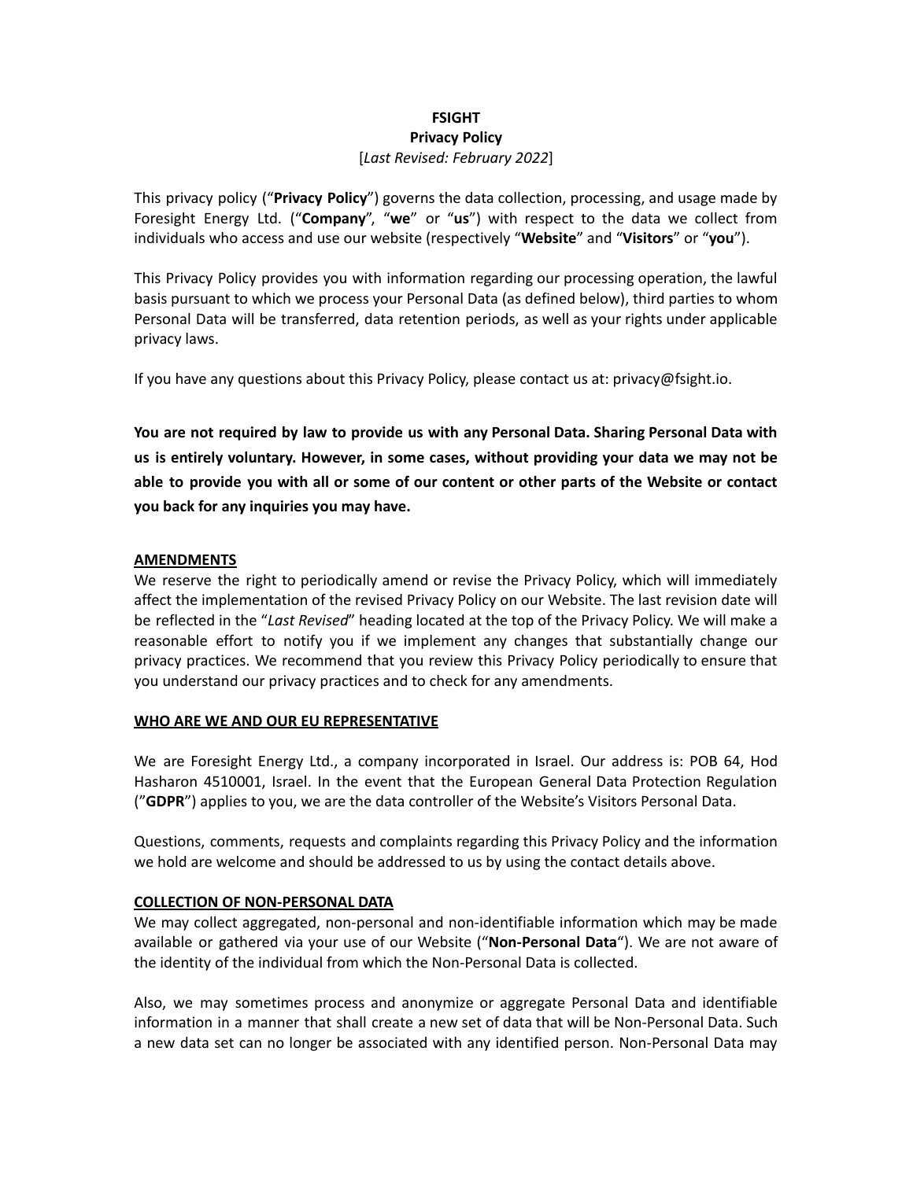**FSIGHT**
**Privacy Policy**
[*Last Revised: February 2022*]

This privacy policy ("**Privacy Policy**") governs the data collection, processing, and usage made by Foresight Energy Ltd. ("**Company**", "**we**" or "**us**") with respect to the data we collect from individuals who access and use our website (respectively "**Website**" and "**Visitors**" or "**you**").

This Privacy Policy provides you with information regarding our processing operation, the lawful basis pursuant to which we process your Personal Data (as defined below), third parties to whom Personal Data will be transferred, data retention periods, as well as your rights under applicable privacy laws.

If you have any questions about this Privacy Policy, please contact us at: privacy@fsight.io.

**You are not required by law to provide us with any Personal Data. Sharing Personal Data with us is entirely voluntary. However, in some cases, without providing your data we may not be able to provide you with all or some of our content or other parts of the Website or contact you back for any inquiries you may have.**

**AMENDMENTS**

We reserve the right to periodically amend or revise the Privacy Policy, which will immediately affect the implementation of the revised Privacy Policy on our Website. The last revision date will be reflected in the "*Last Revised*" heading located at the top of the Privacy Policy. We will make a reasonable effort to notify you if we implement any changes that substantially change our privacy practices. We recommend that you review this Privacy Policy periodically to ensure that you understand our privacy practices and to check for any amendments.

**WHO ARE WE AND OUR EU REPRESENTATIVE**

We are Foresight Energy Ltd., a company incorporated in Israel. Our address is: POB 64, Hod Hasharon 4510001, Israel. In the event that the European General Data Protection Regulation ("**GDPR**") applies to you, we are the data controller of the Website's Visitors Personal Data.

Questions, comments, requests and complaints regarding this Privacy Policy and the information we hold are welcome and should be addressed to us by using the contact details above.

**COLLECTION OF NON-PERSONAL DATA**

We may collect aggregated, non-personal and non-identifiable information which may be made available or gathered via your use of our Website ("**Non-Personal Data**"). We are not aware of the identity of the individual from which the Non-Personal Data is collected.

Also, we may sometimes process and anonymize or aggregate Personal Data and identifiable information in a manner that shall create a new set of data that will be Non-Personal Data. Such a new data set can no longer be associated with any identified person. Non-Personal Data may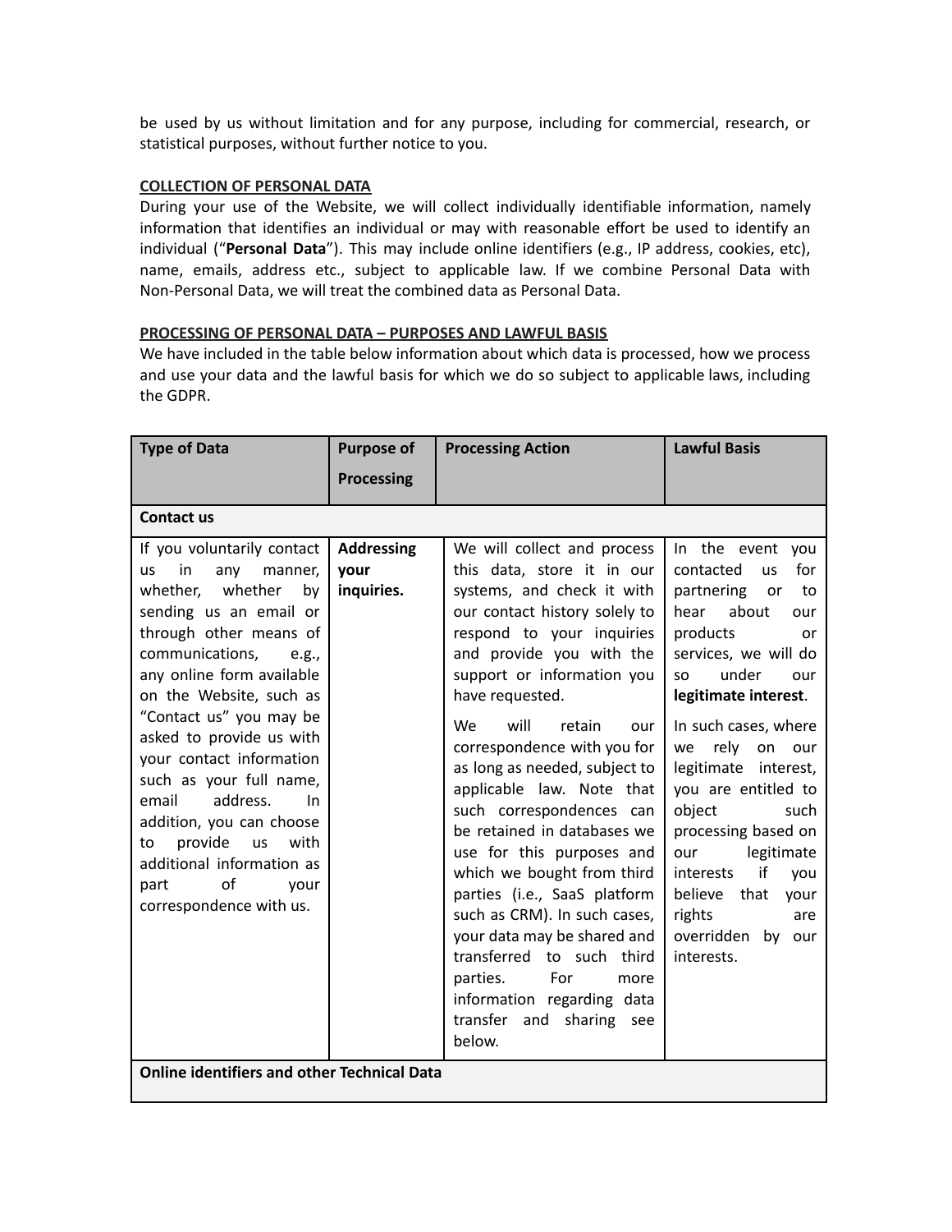be used by us without limitation and for any purpose, including for commercial, research, or statistical purposes, without further notice to you.

**COLLECTION OF PERSONAL DATA**

During your use of the Website, we will collect individually identifiable information, namely information that identifies an individual or may with reasonable effort be used to identify an individual ("**Personal Data**"). This may include online identifiers (e.g., IP address, cookies, etc), name, emails, address etc., subject to applicable law. If we combine Personal Data with Non-Personal Data, we will treat the combined data as Personal Data.

**PROCESSING OF PERSONAL DATA – PURPOSES AND LAWFUL BASIS**

We have included in the table below information about which data is processed, how we process and use your data and the lawful basis for which we do so subject to applicable laws, including the GDPR.

| Type of Data | Purpose of Processing | Processing Action | Lawful Basis |
|---|---|---|---|
| **Contact us** | | | |
| If you voluntarily contact us in any manner, whether, whether by sending us an email or through other means of communications, e.g., any online form available on the Website, such as "Contact us" you may be asked to provide us with your contact information such as your full name, email address. In addition, you can choose to provide us with additional information as part of your correspondence with us. | **Addressing your inquiries.** | We will collect and process this data, store it in our systems, and check it with our contact history solely to respond to your inquiries and provide you with the support or information you have requested.<br><br>We will retain our correspondence with you for as long as needed, subject to applicable law. Note that such correspondences can be retained in databases we use for this purposes and which we bought from third parties (i.e., SaaS platform such as CRM). In such cases, your data may be shared and transferred to such third parties. For more information regarding data transfer and sharing see below. | In the event you contacted us for partnering or to hear about our products or services, we will do so under our **legitimate interest**.<br><br>In such cases, where we rely on our legitimate interest, you are entitled to object such processing based on our legitimate interests if you believe that your rights are overridden by our interests. |
| **Online identifiers and other Technical Data** | | | |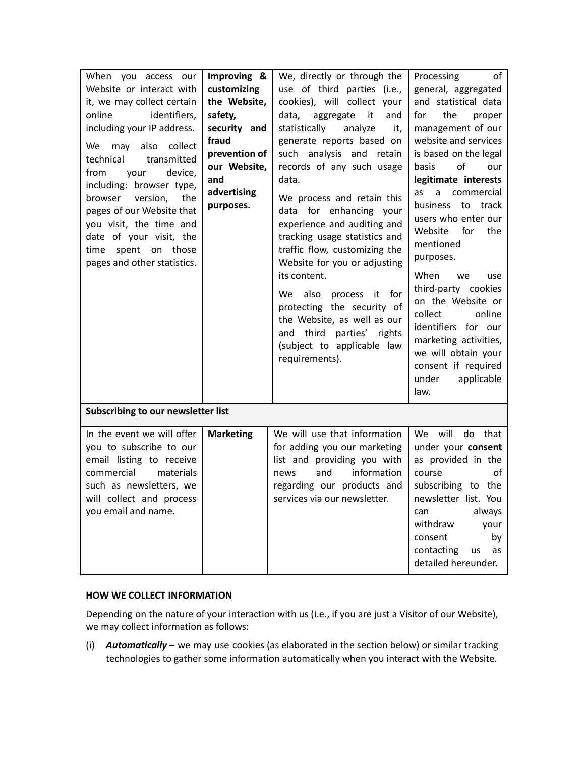| | | | |
|---|---|---|---|
| When you access our Website or interact with it, we may collect certain online identifiers, including your IP address. We may also collect technical transmitted from your device, including: browser type, browser version, the pages of our Website that you visit, the time and date of your visit, the time spent on those pages and other statistics. | **Improving & customizing the Website, safety, security and fraud prevention of our Website, and advertising purposes.** | We, directly or through the use of third parties (i.e., cookies), will collect your data, aggregate it and statistically analyze it, generate reports based on such analysis and retain records of any such usage data. We process and retain this data for enhancing your experience and auditing and tracking usage statistics and traffic flow, customizing the Website for you or adjusting its content. We also process it for protecting the security of the Website, as well as our and third parties' rights (subject to applicable law requirements). | Processing of general, aggregated and statistical data for the proper management of our website and services is based on the legal basis of our **legitimate interests** as a commercial business to track users who enter our Website for the mentioned purposes. When we use third-party cookies on the Website or collect online identifiers for our marketing activities, we will obtain your consent if required under applicable law. |
| **Subscribing to our newsletter list** | | | |
| In the event we will offer you to subscribe to our email listing to receive commercial materials such as newsletters, we will collect and process you email and name. | **Marketing** | We will use that information for adding you our marketing list and providing you with news and information regarding our products and services via our newsletter. | We will do that under your **consent** as provided in the course of subscribing to the newsletter list. You can always withdraw your consent by contacting us as detailed hereunder. |

**HOW WE COLLECT INFORMATION**

Depending on the nature of your interaction with us (i.e., if you are just a Visitor of our Website), we may collect information as follows:

(i) ***Automatically*** – we may use cookies (as elaborated in the section below) or similar tracking technologies to gather some information automatically when you interact with the Website.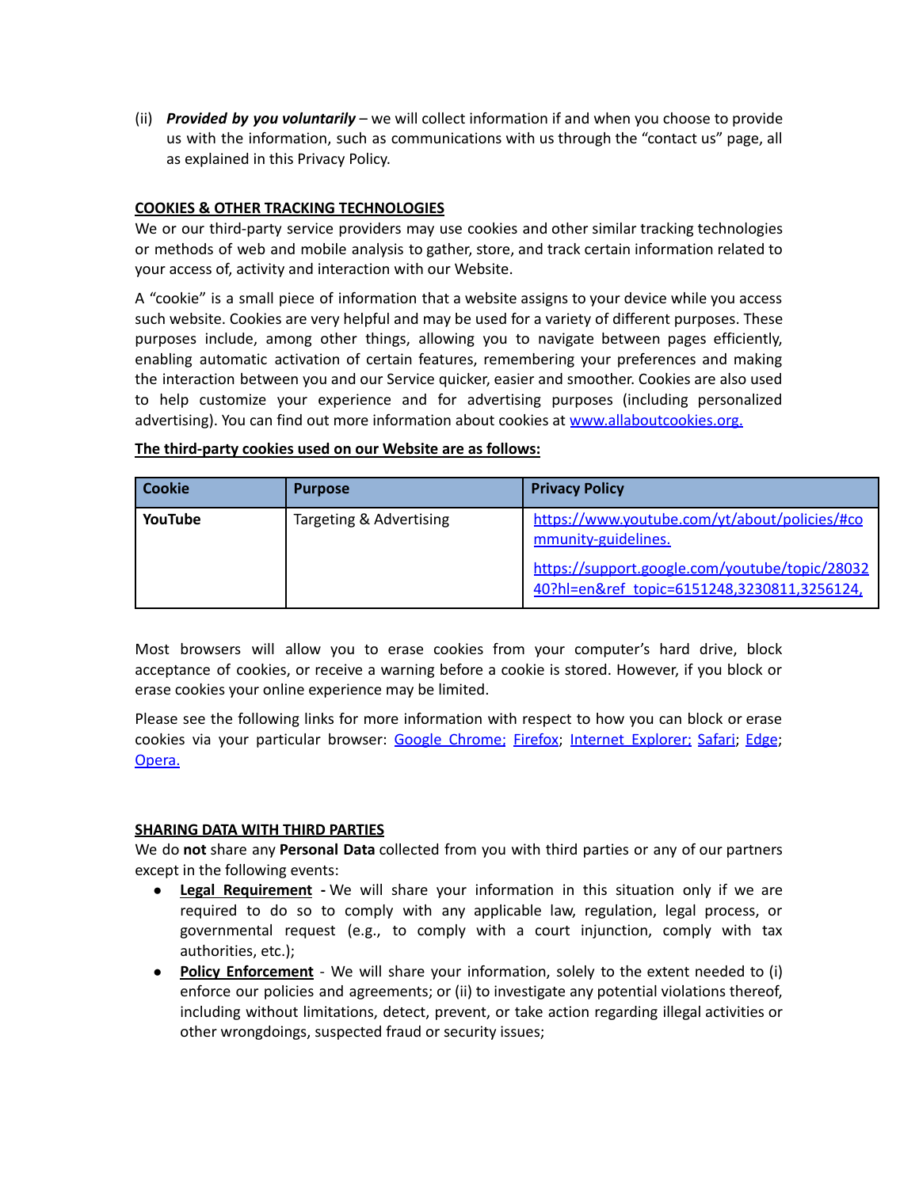(ii) ***Provided by you voluntarily*** – we will collect information if and when you choose to provide us with the information, such as communications with us through the "contact us" page, all as explained in this Privacy Policy.

**COOKIES & OTHER TRACKING TECHNOLOGIES**

We or our third-party service providers may use cookies and other similar tracking technologies or methods of web and mobile analysis to gather, store, and track certain information related to your access of, activity and interaction with our Website.

A "cookie" is a small piece of information that a website assigns to your device while you access such website. Cookies are very helpful and may be used for a variety of different purposes. These purposes include, among other things, allowing you to navigate between pages efficiently, enabling automatic activation of certain features, remembering your preferences and making the interaction between you and our Service quicker, easier and smoother. Cookies are also used to help customize your experience and for advertising purposes (including personalized advertising). You can find out more information about cookies at www.allaboutcookies.org.

**The third-party cookies used on our Website are as follows:**

| Cookie | Purpose | Privacy Policy |
|---|---|---|
| **YouTube** | Targeting & Advertising | https://www.youtube.com/yt/about/policies/#community-guidelines. https://support.google.com/youtube/topic/2803240?hl=en&ref_topic=6151248,3230811,3256124, |

Most browsers will allow you to erase cookies from your computer's hard drive, block acceptance of cookies, or receive a warning before a cookie is stored. However, if you block or erase cookies your online experience may be limited.

Please see the following links for more information with respect to how you can block or erase cookies via your particular browser: Google Chrome; Firefox; Internet Explorer; Safari; Edge; Opera.

**SHARING DATA WITH THIRD PARTIES**

We do **not** share any **Personal Data** collected from you with third parties or any of our partners except in the following events:

- **Legal Requirement** - We will share your information in this situation only if we are required to do so to comply with any applicable law, regulation, legal process, or governmental request (e.g., to comply with a court injunction, comply with tax authorities, etc.);
- **Policy Enforcement** - We will share your information, solely to the extent needed to (i) enforce our policies and agreements; or (ii) to investigate any potential violations thereof, including without limitations, detect, prevent, or take action regarding illegal activities or other wrongdoings, suspected fraud or security issues;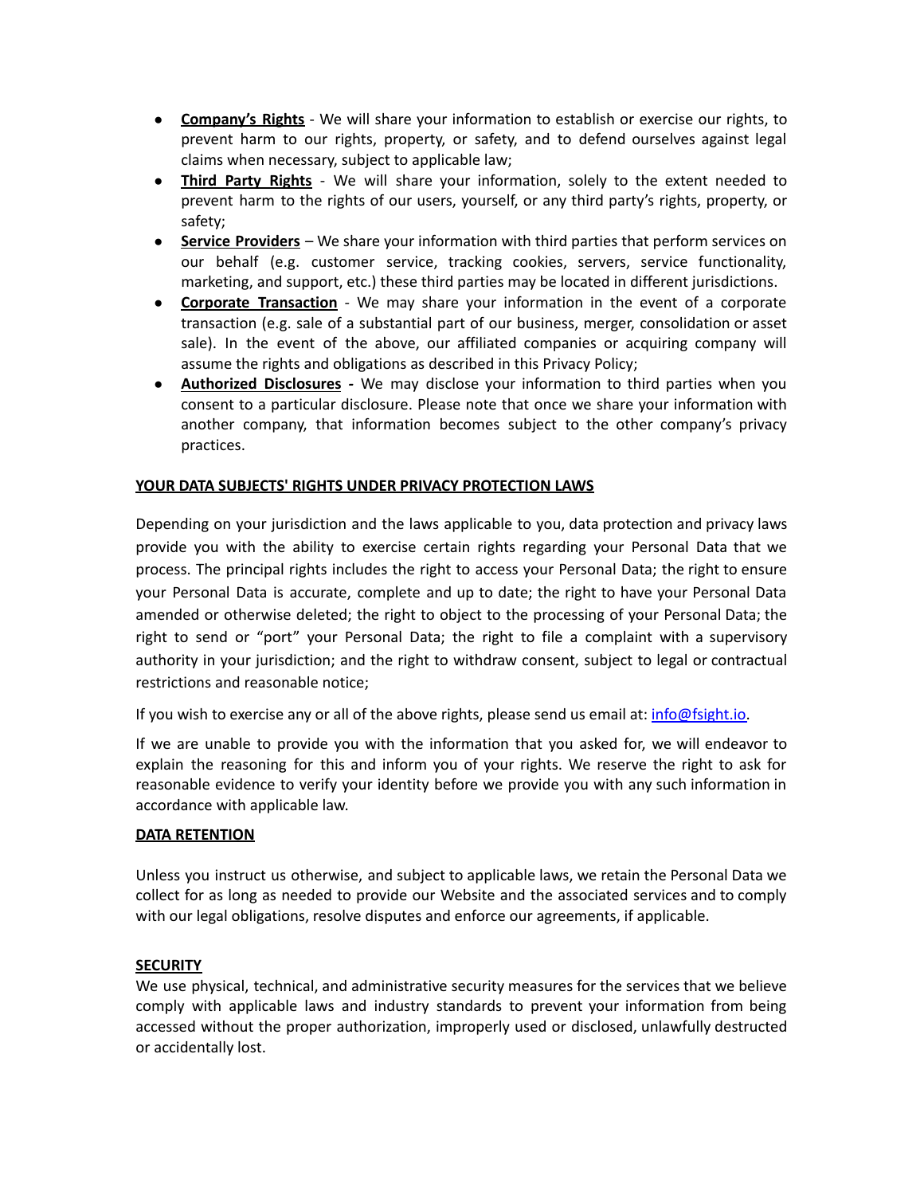- **Company's Rights** - We will share your information to establish or exercise our rights, to prevent harm to our rights, property, or safety, and to defend ourselves against legal claims when necessary, subject to applicable law;
- **Third Party Rights** - We will share your information, solely to the extent needed to prevent harm to the rights of our users, yourself, or any third party's rights, property, or safety;
- **Service Providers** – We share your information with third parties that perform services on our behalf (e.g. customer service, tracking cookies, servers, service functionality, marketing, and support, etc.) these third parties may be located in different jurisdictions.
- **Corporate Transaction** - We may share your information in the event of a corporate transaction (e.g. sale of a substantial part of our business, merger, consolidation or asset sale). In the event of the above, our affiliated companies or acquiring company will assume the rights and obligations as described in this Privacy Policy;
- **Authorized Disclosures -** We may disclose your information to third parties when you consent to a particular disclosure. Please note that once we share your information with another company, that information becomes subject to the other company's privacy practices.

**YOUR DATA SUBJECTS' RIGHTS UNDER PRIVACY PROTECTION LAWS**

Depending on your jurisdiction and the laws applicable to you, data protection and privacy laws provide you with the ability to exercise certain rights regarding your Personal Data that we process. The principal rights includes the right to access your Personal Data; the right to ensure your Personal Data is accurate, complete and up to date; the right to have your Personal Data amended or otherwise deleted; the right to object to the processing of your Personal Data; the right to send or "port" your Personal Data; the right to file a complaint with a supervisory authority in your jurisdiction; and the right to withdraw consent, subject to legal or contractual restrictions and reasonable notice;

If you wish to exercise any or all of the above rights, please send us email at: info@fsight.io.

If we are unable to provide you with the information that you asked for, we will endeavor to explain the reasoning for this and inform you of your rights. We reserve the right to ask for reasonable evidence to verify your identity before we provide you with any such information in accordance with applicable law.

**DATA RETENTION**

Unless you instruct us otherwise, and subject to applicable laws, we retain the Personal Data we collect for as long as needed to provide our Website and the associated services and to comply with our legal obligations, resolve disputes and enforce our agreements, if applicable.

**SECURITY**

We use physical, technical, and administrative security measures for the services that we believe comply with applicable laws and industry standards to prevent your information from being accessed without the proper authorization, improperly used or disclosed, unlawfully destructed or accidentally lost.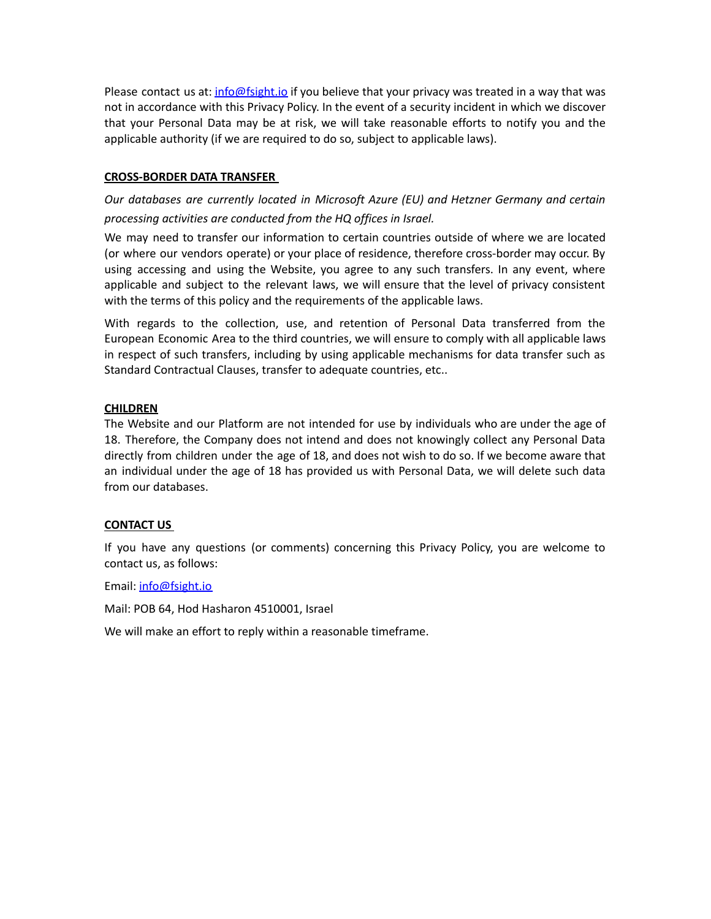Please contact us at: [info@fsight.io](mailto:info@fsight.io) if you believe that your privacy was treated in a way that was not in accordance with this Privacy Policy. In the event of a security incident in which we discover that your Personal Data may be at risk, we will take reasonable efforts to notify you and the applicable authority (if we are required to do so, subject to applicable laws).

## CROSS-BORDER DATA TRANSFER

*Our databases are currently located in Microsoft Azure (EU) and Hetzner Germany and certain processing activities are conducted from the HQ offices in Israel.*

We may need to transfer our information to certain countries outside of where we are located (or where our vendors operate) or your place of residence, therefore cross-border may occur. By using accessing and using the Website, you agree to any such transfers. In any event, where applicable and subject to the relevant laws, we will ensure that the level of privacy consistent with the terms of this policy and the requirements of the applicable laws.

With regards to the collection, use, and retention of Personal Data transferred from the European Economic Area to the third countries, we will ensure to comply with all applicable laws in respect of such transfers, including by using applicable mechanisms for data transfer such as Standard Contractual Clauses, transfer to adequate countries, etc..

## CHILDREN

The Website and our Platform are not intended for use by individuals who are under the age of 18. Therefore, the Company does not intend and does not knowingly collect any Personal Data directly from children under the age of 18, and does not wish to do so. If we become aware that an individual under the age of 18 has provided us with Personal Data, we will delete such data from our databases.

## CONTACT US

If you have any questions (or comments) concerning this Privacy Policy, you are welcome to contact us, as follows:

Email: [info@fsight.io](mailto:info@fsight.io)

Mail: POB 64, Hod Hasharon 4510001, Israel

We will make an effort to reply within a reasonable timeframe.